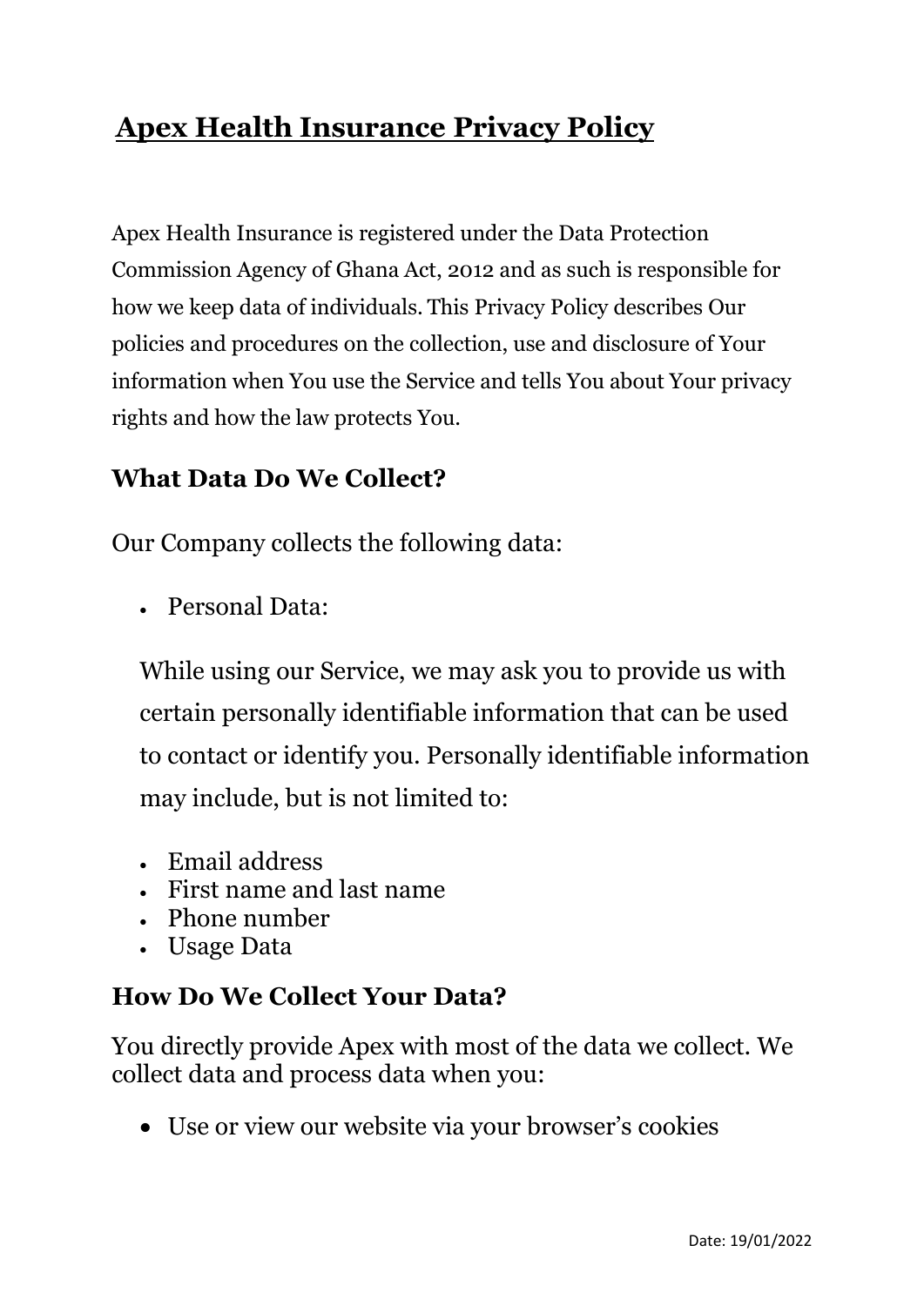# Apex Health Insurance Privacy Policy

Apex Health Insurance is registered under the Data Protection Commission Agency of Ghana Act, 2012 and as such is responsible for how we keep data of individuals. This Privacy Policy describes Our policies and procedures on the collection, use and disclosure of Your information when You use the Service and tells You about Your privacy rights and how the law protects You.

## What Data Do We Collect?

Our Company collects the following data:

- Personal Data:

  While using our Service, we may ask you to provide us with certain personally identifiable information that can be used to contact or identify you. Personally identifiable information may include, but is not limited to:

- Email address
- First name and last name
- Phone number
- Usage Data

## How Do We Collect Your Data?

You directly provide Apex with most of the data we collect. We collect data and process data when you:

- Use or view our website via your browser's cookies

Date: 19/01/2022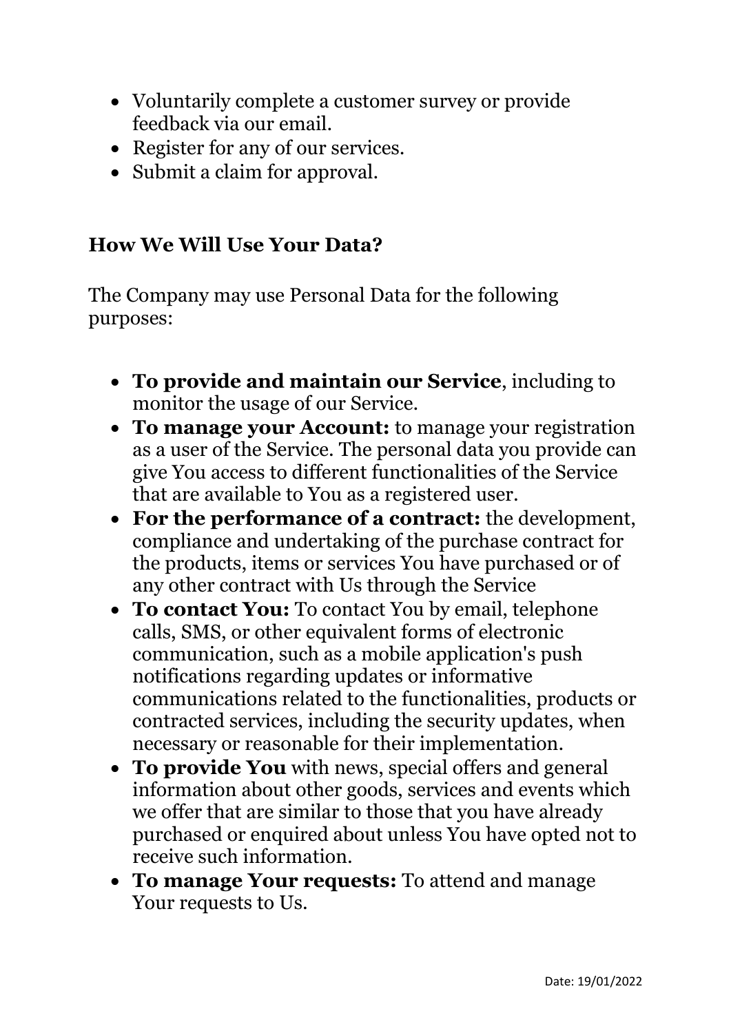- Voluntarily complete a customer survey or provide feedback via our email.
- Register for any of our services.
- Submit a claim for approval.

## How We Will Use Your Data?

The Company may use Personal Data for the following purposes:

- **To provide and maintain our Service**, including to monitor the usage of our Service.
- **To manage your Account:** to manage your registration as a user of the Service. The personal data you provide can give You access to different functionalities of the Service that are available to You as a registered user.
- **For the performance of a contract:** the development, compliance and undertaking of the purchase contract for the products, items or services You have purchased or of any other contract with Us through the Service
- **To contact You:** To contact You by email, telephone calls, SMS, or other equivalent forms of electronic communication, such as a mobile application's push notifications regarding updates or informative communications related to the functionalities, products or contracted services, including the security updates, when necessary or reasonable for their implementation.
- **To provide You** with news, special offers and general information about other goods, services and events which we offer that are similar to those that you have already purchased or enquired about unless You have opted not to receive such information.
- **To manage Your requests:** To attend and manage Your requests to Us.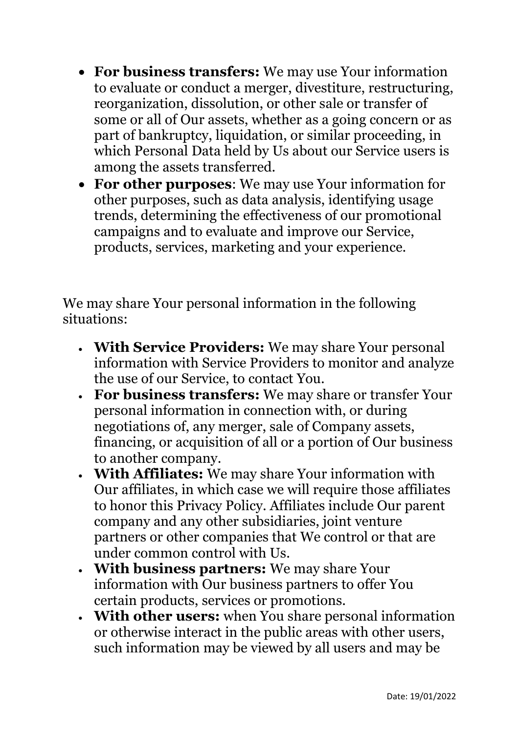- **For business transfers:** We may use Your information to evaluate or conduct a merger, divestiture, restructuring, reorganization, dissolution, or other sale or transfer of some or all of Our assets, whether as a going concern or as part of bankruptcy, liquidation, or similar proceeding, in which Personal Data held by Us about our Service users is among the assets transferred.
- **For other purposes**: We may use Your information for other purposes, such as data analysis, identifying usage trends, determining the effectiveness of our promotional campaigns and to evaluate and improve our Service, products, services, marketing and your experience.

We may share Your personal information in the following situations:

- **With Service Providers:** We may share Your personal information with Service Providers to monitor and analyze the use of our Service, to contact You.
- **For business transfers:** We may share or transfer Your personal information in connection with, or during negotiations of, any merger, sale of Company assets, financing, or acquisition of all or a portion of Our business to another company.
- **With Affiliates:** We may share Your information with Our affiliates, in which case we will require those affiliates to honor this Privacy Policy. Affiliates include Our parent company and any other subsidiaries, joint venture partners or other companies that We control or that are under common control with Us.
- **With business partners:** We may share Your information with Our business partners to offer You certain products, services or promotions.
- **With other users:** when You share personal information or otherwise interact in the public areas with other users, such information may be viewed by all users and may be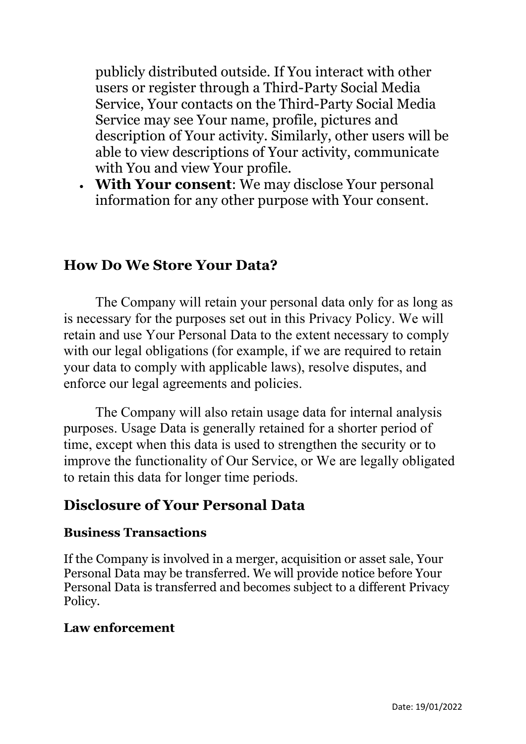publicly distributed outside. If You interact with other users or register through a Third-Party Social Media Service, Your contacts on the Third-Party Social Media Service may see Your name, profile, pictures and description of Your activity. Similarly, other users will be able to view descriptions of Your activity, communicate with You and view Your profile.
- **With Your consent**: We may disclose Your personal information for any other purpose with Your consent.

## How Do We Store Your Data?

The Company will retain your personal data only for as long as is necessary for the purposes set out in this Privacy Policy. We will retain and use Your Personal Data to the extent necessary to comply with our legal obligations (for example, if we are required to retain your data to comply with applicable laws), resolve disputes, and enforce our legal agreements and policies.

The Company will also retain usage data for internal analysis purposes. Usage Data is generally retained for a shorter period of time, except when this data is used to strengthen the security or to improve the functionality of Our Service, or We are legally obligated to retain this data for longer time periods.

## Disclosure of Your Personal Data

### Business Transactions

If the Company is involved in a merger, acquisition or asset sale, Your Personal Data may be transferred. We will provide notice before Your Personal Data is transferred and becomes subject to a different Privacy Policy.

### Law enforcement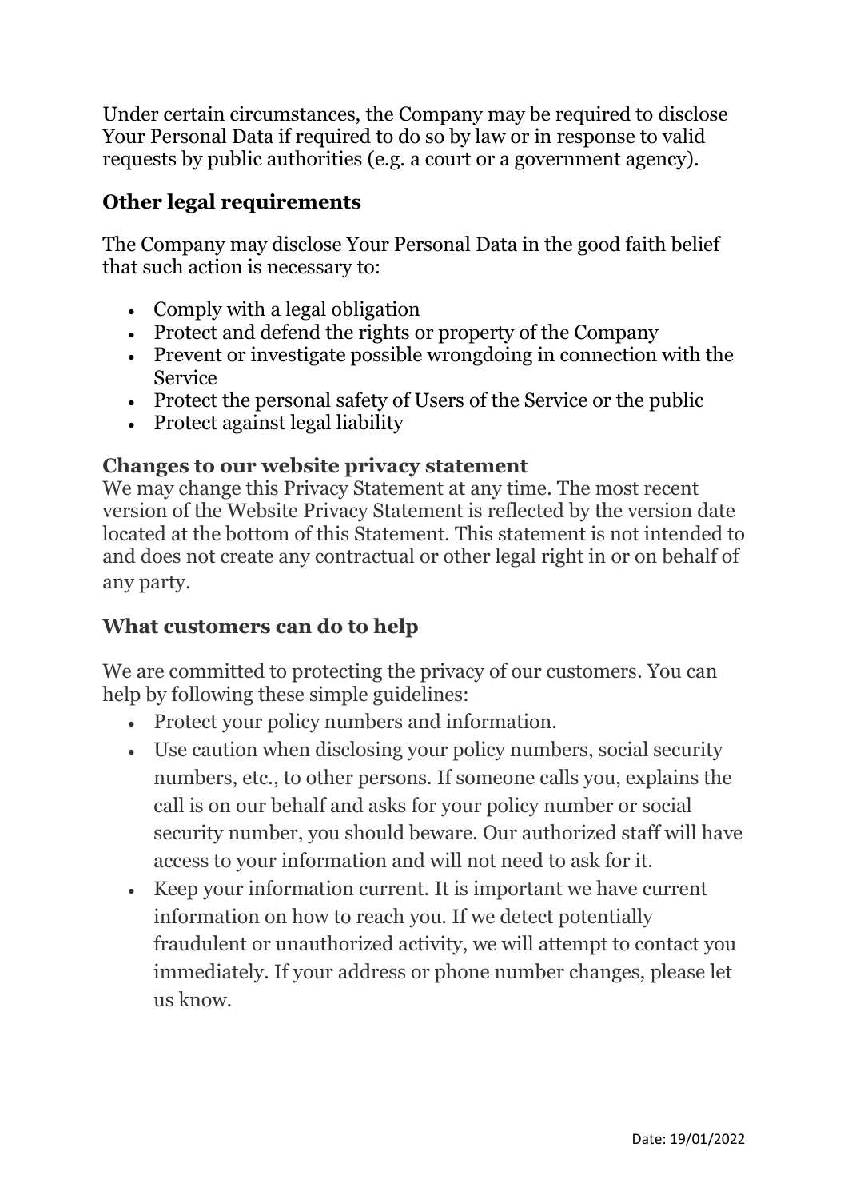Under certain circumstances, the Company may be required to disclose Your Personal Data if required to do so by law or in response to valid requests by public authorities (e.g. a court or a government agency).

### Other legal requirements

The Company may disclose Your Personal Data in the good faith belief that such action is necessary to:

- Comply with a legal obligation
- Protect and defend the rights or property of the Company
- Prevent or investigate possible wrongdoing in connection with the Service
- Protect the personal safety of Users of the Service or the public
- Protect against legal liability

### Changes to our website privacy statement

We may change this Privacy Statement at any time. The most recent version of the Website Privacy Statement is reflected by the version date located at the bottom of this Statement. This statement is not intended to and does not create any contractual or other legal right in or on behalf of any party.

### What customers can do to help

We are committed to protecting the privacy of our customers. You can help by following these simple guidelines:

- Protect your policy numbers and information.
- Use caution when disclosing your policy numbers, social security numbers, etc., to other persons. If someone calls you, explains the call is on our behalf and asks for your policy number or social security number, you should beware. Our authorized staff will have access to your information and will not need to ask for it.
- Keep your information current. It is important we have current information on how to reach you. If we detect potentially fraudulent or unauthorized activity, we will attempt to contact you immediately. If your address or phone number changes, please let us know.

Date: 19/01/2022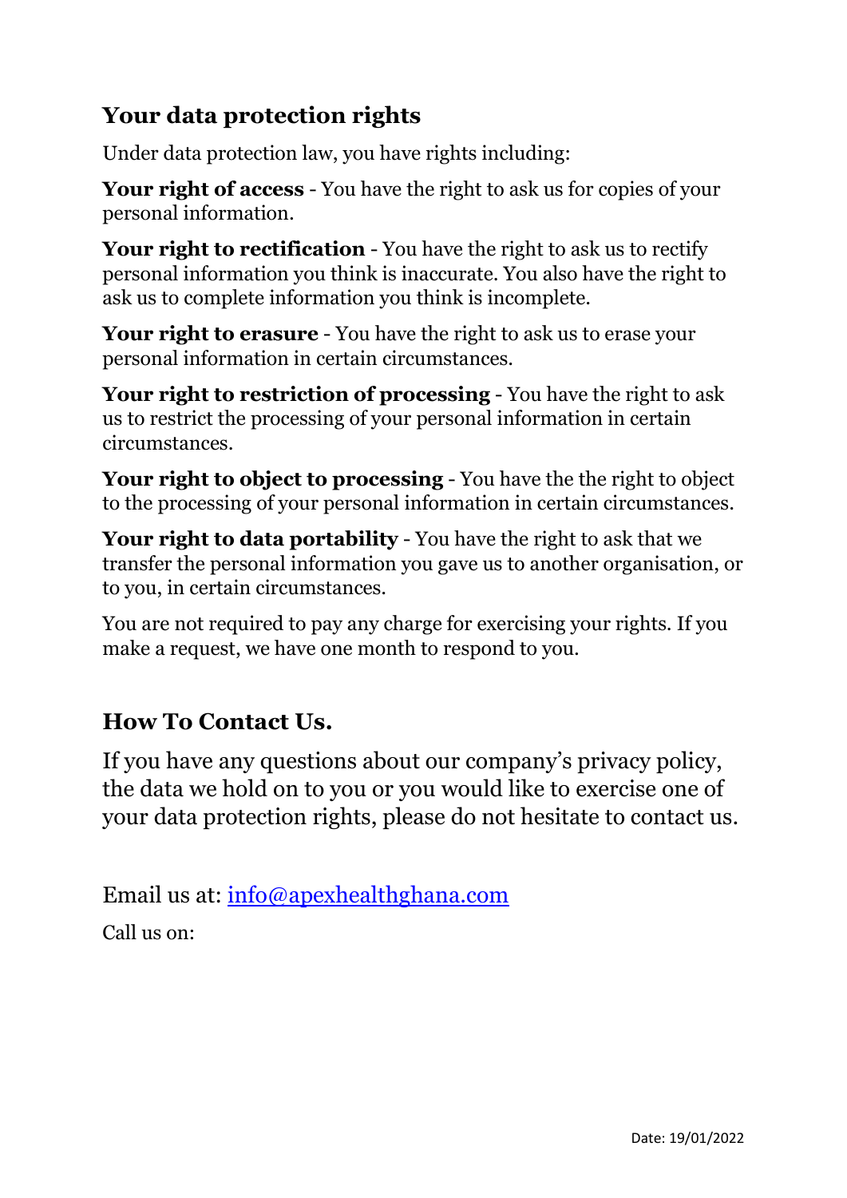## Your data protection rights

Under data protection law, you have rights including:

**Your right of access** - You have the right to ask us for copies of your personal information.

**Your right to rectification** - You have the right to ask us to rectify personal information you think is inaccurate. You also have the right to ask us to complete information you think is incomplete.

**Your right to erasure** - You have the right to ask us to erase your personal information in certain circumstances.

**Your right to restriction of processing** - You have the right to ask us to restrict the processing of your personal information in certain circumstances.

**Your right to object to processing** - You have the the right to object to the processing of your personal information in certain circumstances.

**Your right to data portability** - You have the right to ask that we transfer the personal information you gave us to another organisation, or to you, in certain circumstances.

You are not required to pay any charge for exercising your rights. If you make a request, we have one month to respond to you.

## How To Contact Us.

If you have any questions about our company's privacy policy, the data we hold on to you or you would like to exercise one of your data protection rights, please do not hesitate to contact us.

Email us at: info@apexhealthghana.com

Call us on:

Date: 19/01/2022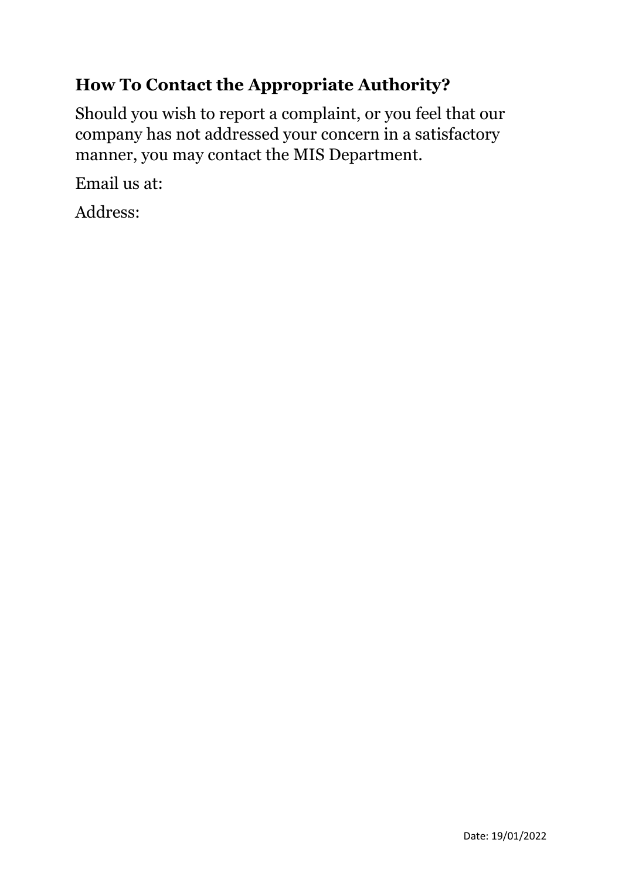## How To Contact the Appropriate Authority?

Should you wish to report a complaint, or you feel that our company has not addressed your concern in a satisfactory manner, you may contact the MIS Department.

Email us at:

Address:

Date: 19/01/2022